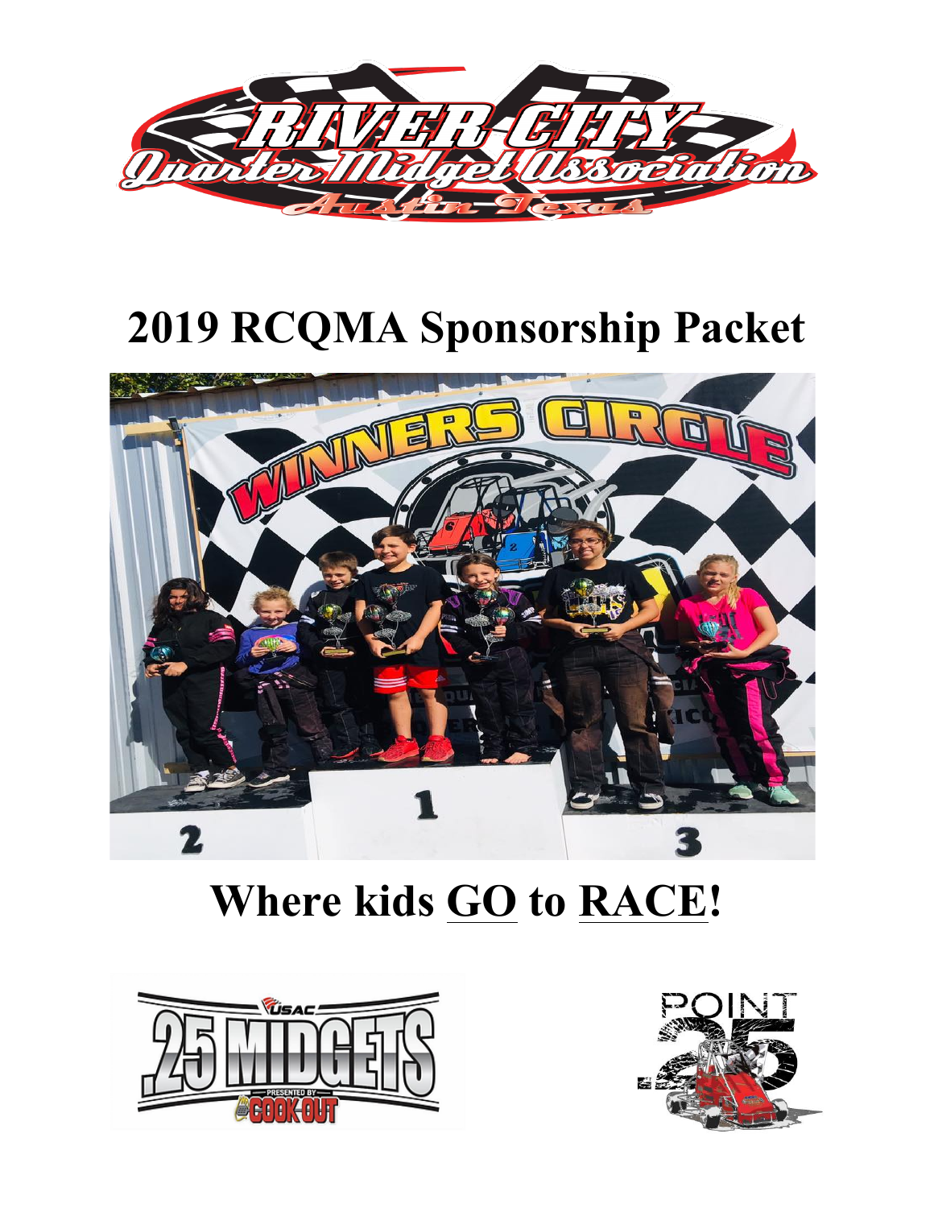# 2019 RCQMA Sponsorship Packet

## Where kids <u>GO</u> to <u>RACE</u>!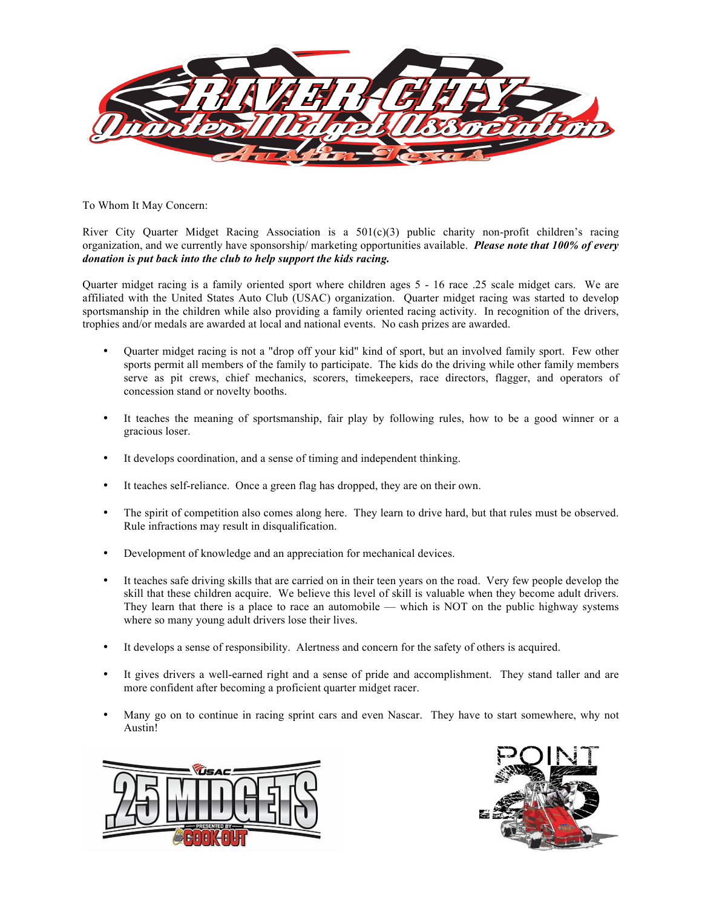To Whom It May Concern:

River City Quarter Midget Racing Association is a 501(c)(3) public charity non-profit children's racing organization, and we currently have sponsorship/ marketing opportunities available. ***Please note that 100% of every donation is put back into the club to help support the kids racing.***

Quarter midget racing is a family oriented sport where children ages 5 - 16 race .25 scale midget cars. We are affiliated with the United States Auto Club (USAC) organization. Quarter midget racing was started to develop sportsmanship in the children while also providing a family oriented racing activity. In recognition of the drivers, trophies and/or medals are awarded at local and national events. No cash prizes are awarded.

- Quarter midget racing is not a "drop off your kid" kind of sport, but an involved family sport. Few other sports permit all members of the family to participate. The kids do the driving while other family members serve as pit crews, chief mechanics, scorers, timekeepers, race directors, flagger, and operators of concession stand or novelty booths.
- It teaches the meaning of sportsmanship, fair play by following rules, how to be a good winner or a gracious loser.
- It develops coordination, and a sense of timing and independent thinking.
- It teaches self-reliance. Once a green flag has dropped, they are on their own.
- The spirit of competition also comes along here. They learn to drive hard, but that rules must be observed. Rule infractions may result in disqualification.
- Development of knowledge and an appreciation for mechanical devices.
- It teaches safe driving skills that are carried on in their teen years on the road. Very few people develop the skill that these children acquire. We believe this level of skill is valuable when they become adult drivers. They learn that there is a place to race an automobile — which is NOT on the public highway systems where so many young adult drivers lose their lives.
- It develops a sense of responsibility. Alertness and concern for the safety of others is acquired.
- It gives drivers a well-earned right and a sense of pride and accomplishment. They stand taller and are more confident after becoming a proficient quarter midget racer.
- Many go on to continue in racing sprint cars and even Nascar. They have to start somewhere, why not Austin!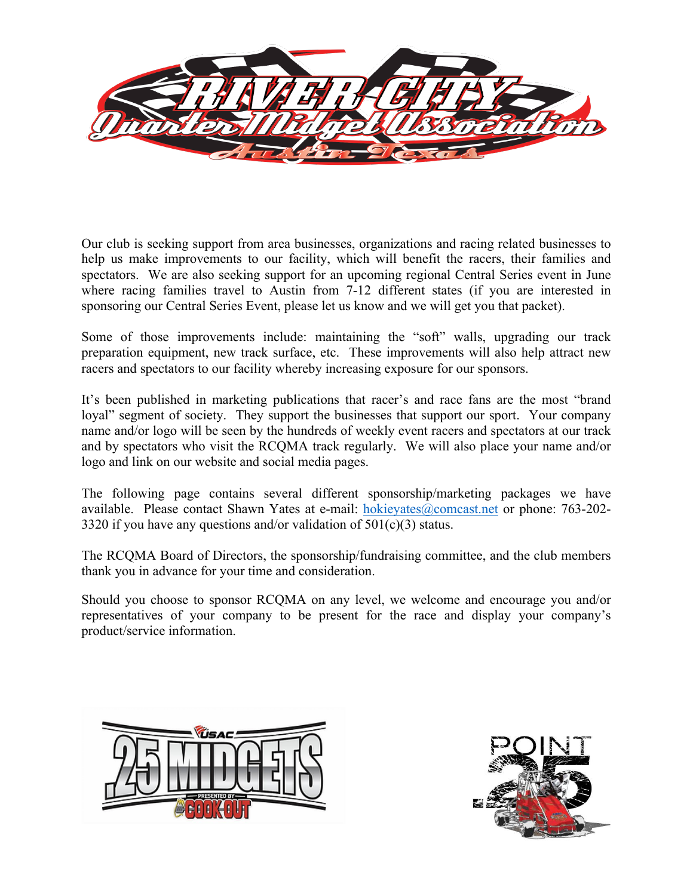Our club is seeking support from area businesses, organizations and racing related businesses to help us make improvements to our facility, which will benefit the racers, their families and spectators. We are also seeking support for an upcoming regional Central Series event in June where racing families travel to Austin from 7-12 different states (if you are interested in sponsoring our Central Series Event, please let us know and we will get you that packet).

Some of those improvements include: maintaining the "soft" walls, upgrading our track preparation equipment, new track surface, etc. These improvements will also help attract new racers and spectators to our facility whereby increasing exposure for our sponsors.

It's been published in marketing publications that racer's and race fans are the most "brand loyal" segment of society. They support the businesses that support our sport. Your company name and/or logo will be seen by the hundreds of weekly event racers and spectators at our track and by spectators who visit the RCQMA track regularly. We will also place your name and/or logo and link on our website and social media pages.

The following page contains several different sponsorship/marketing packages we have available. Please contact Shawn Yates at e-mail: hokieyates@comcast.net or phone: 763-202-3320 if you have any questions and/or validation of 501(c)(3) status.

The RCQMA Board of Directors, the sponsorship/fundraising committee, and the club members thank you in advance for your time and consideration.

Should you choose to sponsor RCQMA on any level, we welcome and encourage you and/or representatives of your company to be present for the race and display your company's product/service information.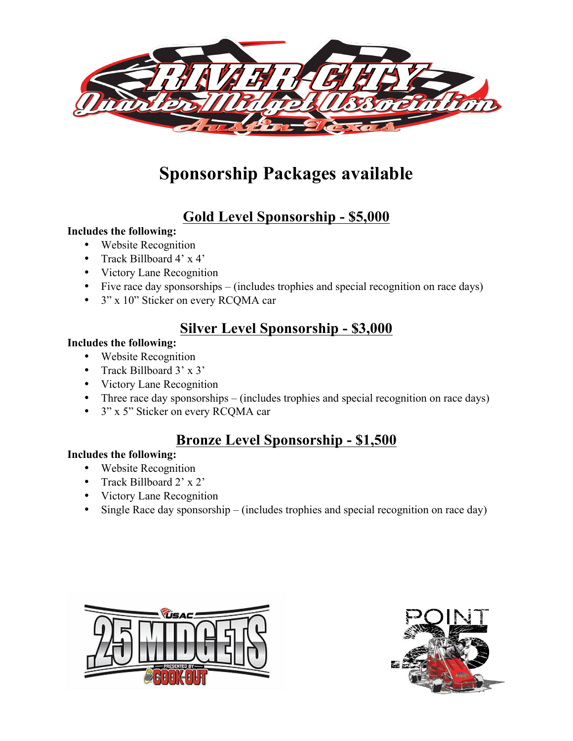# Sponsorship Packages available

## Gold Level Sponsorship - $5,000

**Includes the following:**

- Website Recognition
- Track Billboard 4' x 4'
- Victory Lane Recognition
- Five race day sponsorships – (includes trophies and special recognition on race days)
- 3" x 10" Sticker on every RCQMA car

## Silver Level Sponsorship - $3,000

**Includes the following:**

- Website Recognition
- Track Billboard 3' x 3'
- Victory Lane Recognition
- Three race day sponsorships – (includes trophies and special recognition on race days)
- 3" x 5" Sticker on every RCQMA car

## Bronze Level Sponsorship - $1,500

**Includes the following:**

- Website Recognition
- Track Billboard 2' x 2'
- Victory Lane Recognition
- Single Race day sponsorship – (includes trophies and special recognition on race day)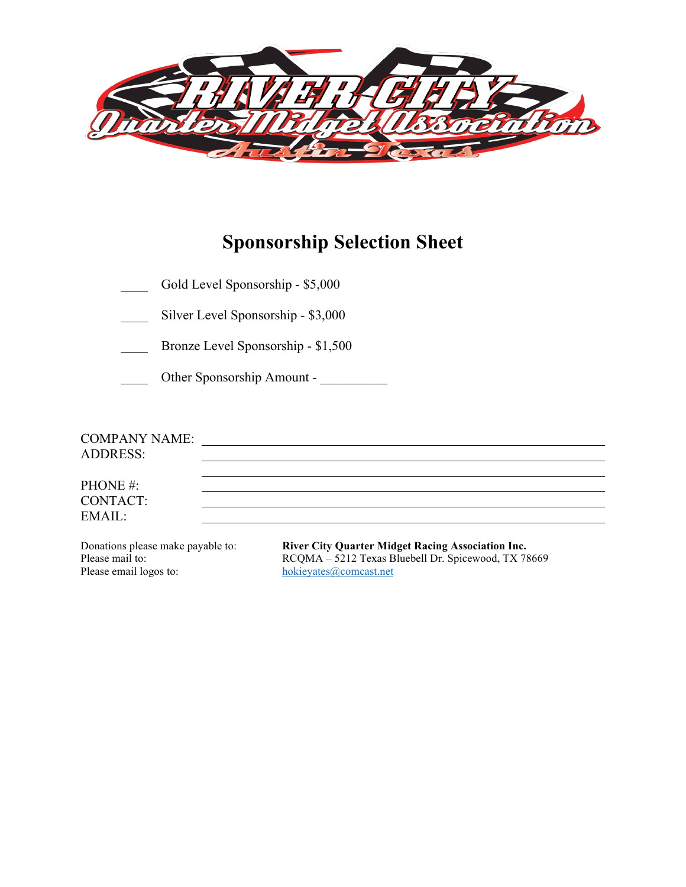# Sponsorship Selection Sheet

____ Gold Level Sponsorship - $5,000

____ Silver Level Sponsorship - $3,000

____ Bronze Level Sponsorship - $1,500

____ Other Sponsorship Amount - __________

COMPANY NAME: ______________________________

ADDRESS: ______________________________

______________________________

PHONE #: ______________________________

CONTACT: ______________________________

EMAIL: ______________________________

| | |
|---|---|
| Donations please make payable to: | **River City Quarter Midget Racing Association Inc.** |
| Please mail to: | RCQMA – 5212 Texas Bluebell Dr. Spicewood, TX 78669 |
| Please email logos to: | hokieyates@comcast.net |